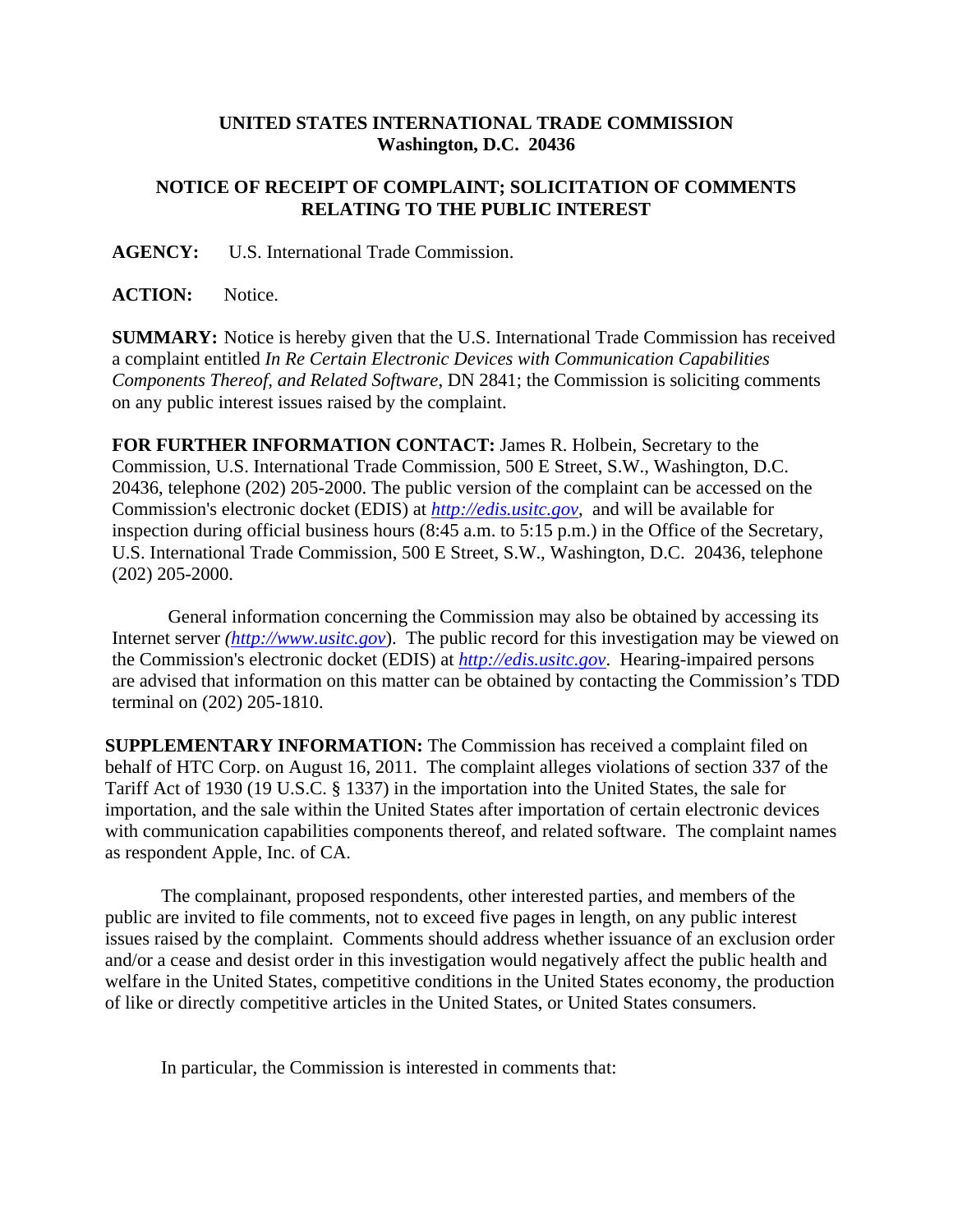**UNITED STATES INTERNATIONAL TRADE COMMISSION**
**Washington, D.C. 20436**

**NOTICE OF RECEIPT OF COMPLAINT; SOLICITATION OF COMMENTS RELATING TO THE PUBLIC INTEREST**

**AGENCY:** U.S. International Trade Commission.

**ACTION:** Notice.

**SUMMARY:** Notice is hereby given that the U.S. International Trade Commission has received a complaint entitled *In Re Certain Electronic Devices with Communication Capabilities Components Thereof, and Related Software*, DN 2841; the Commission is soliciting comments on any public interest issues raised by the complaint.

**FOR FURTHER INFORMATION CONTACT:** James R. Holbein, Secretary to the Commission, U.S. International Trade Commission, 500 E Street, S.W., Washington, D.C. 20436, telephone (202) 205-2000. The public version of the complaint can be accessed on the Commission's electronic docket (EDIS) at *http://edis.usitc.gov*, and will be available for inspection during official business hours (8:45 a.m. to 5:15 p.m.) in the Office of the Secretary, U.S. International Trade Commission, 500 E Street, S.W., Washington, D.C. 20436, telephone (202) 205-2000.

General information concerning the Commission may also be obtained by accessing its Internet server *(http://www.usitc.gov)*. The public record for this investigation may be viewed on the Commission's electronic docket (EDIS) at *http://edis.usitc.gov*. Hearing-impaired persons are advised that information on this matter can be obtained by contacting the Commission's TDD terminal on (202) 205-1810.

**SUPPLEMENTARY INFORMATION:** The Commission has received a complaint filed on behalf of HTC Corp. on August 16, 2011. The complaint alleges violations of section 337 of the Tariff Act of 1930 (19 U.S.C. § 1337) in the importation into the United States, the sale for importation, and the sale within the United States after importation of certain electronic devices with communication capabilities components thereof, and related software. The complaint names as respondent Apple, Inc. of CA.

The complainant, proposed respondents, other interested parties, and members of the public are invited to file comments, not to exceed five pages in length, on any public interest issues raised by the complaint. Comments should address whether issuance of an exclusion order and/or a cease and desist order in this investigation would negatively affect the public health and welfare in the United States, competitive conditions in the United States economy, the production of like or directly competitive articles in the United States, or United States consumers.

In particular, the Commission is interested in comments that: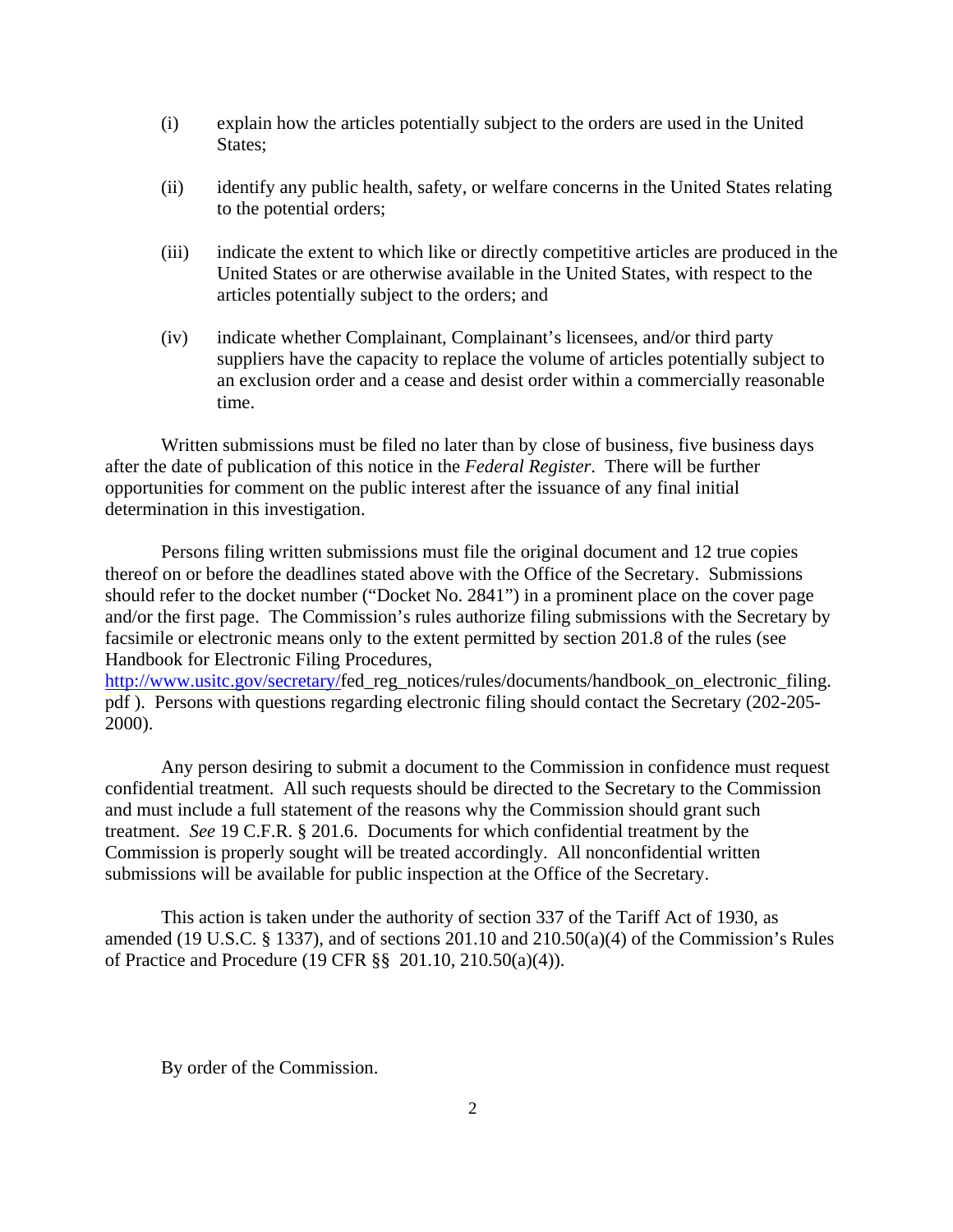(i) explain how the articles potentially subject to the orders are used in the United States;

(ii) identify any public health, safety, or welfare concerns in the United States relating to the potential orders;

(iii) indicate the extent to which like or directly competitive articles are produced in the United States or are otherwise available in the United States, with respect to the articles potentially subject to the orders; and

(iv) indicate whether Complainant, Complainant's licensees, and/or third party suppliers have the capacity to replace the volume of articles potentially subject to an exclusion order and a cease and desist order within a commercially reasonable time.

Written submissions must be filed no later than by close of business, five business days after the date of publication of this notice in the *Federal Register*. There will be further opportunities for comment on the public interest after the issuance of any final initial determination in this investigation.

Persons filing written submissions must file the original document and 12 true copies thereof on or before the deadlines stated above with the Office of the Secretary. Submissions should refer to the docket number ("Docket No. 2841") in a prominent place on the cover page and/or the first page. The Commission's rules authorize filing submissions with the Secretary by facsimile or electronic means only to the extent permitted by section 201.8 of the rules (see Handbook for Electronic Filing Procedures, http://www.usitc.gov/secretary/fed_reg_notices/rules/documents/handbook_on_electronic_filing.pdf ). Persons with questions regarding electronic filing should contact the Secretary (202-205-2000).

Any person desiring to submit a document to the Commission in confidence must request confidential treatment. All such requests should be directed to the Secretary to the Commission and must include a full statement of the reasons why the Commission should grant such treatment. *See* 19 C.F.R. § 201.6. Documents for which confidential treatment by the Commission is properly sought will be treated accordingly. All nonconfidential written submissions will be available for public inspection at the Office of the Secretary.

This action is taken under the authority of section 337 of the Tariff Act of 1930, as amended (19 U.S.C. § 1337), and of sections 201.10 and 210.50(a)(4) of the Commission's Rules of Practice and Procedure (19 CFR §§ 201.10, 210.50(a)(4)).

By order of the Commission.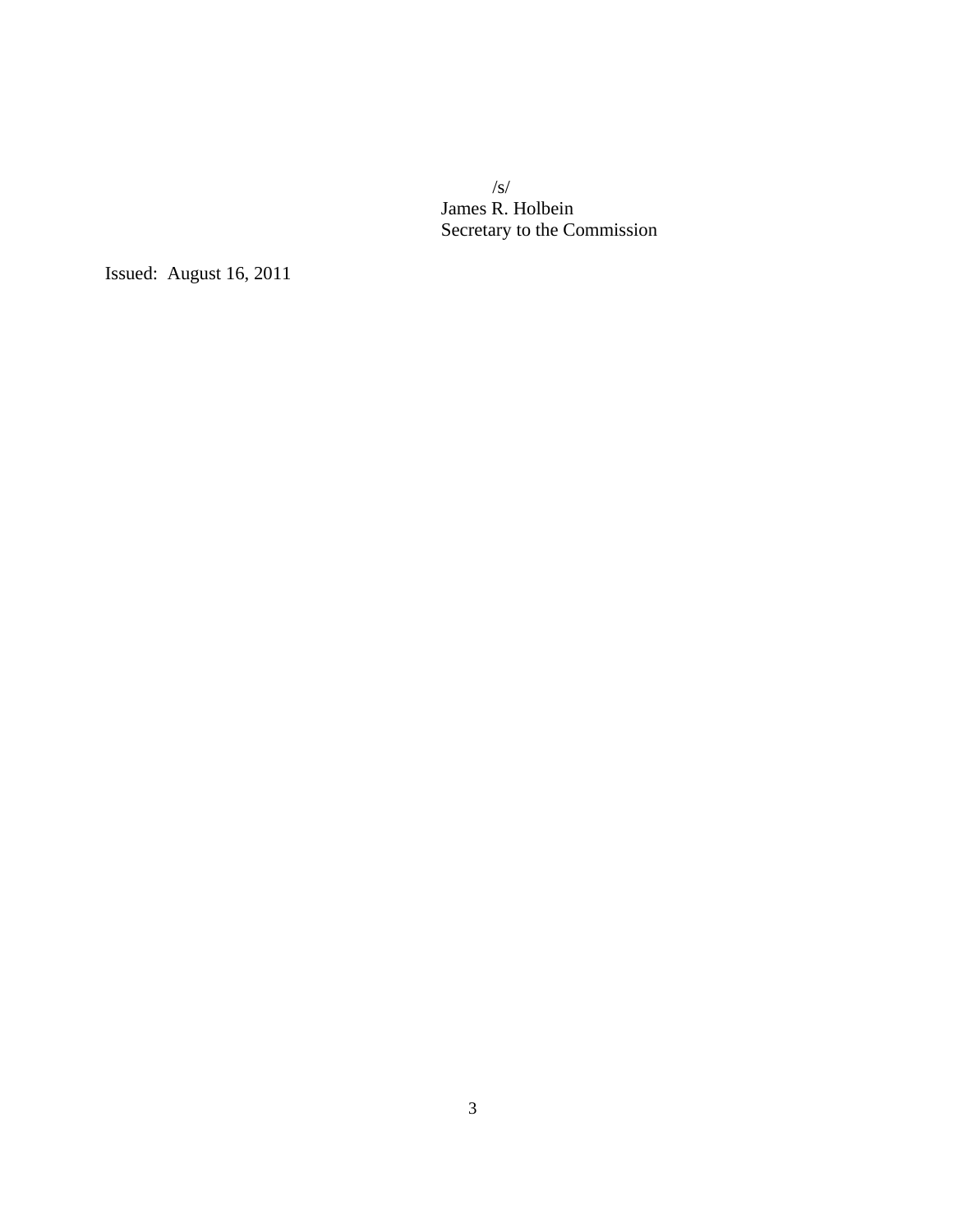/s/
James R. Holbein
Secretary to the Commission

Issued: August 16, 2011